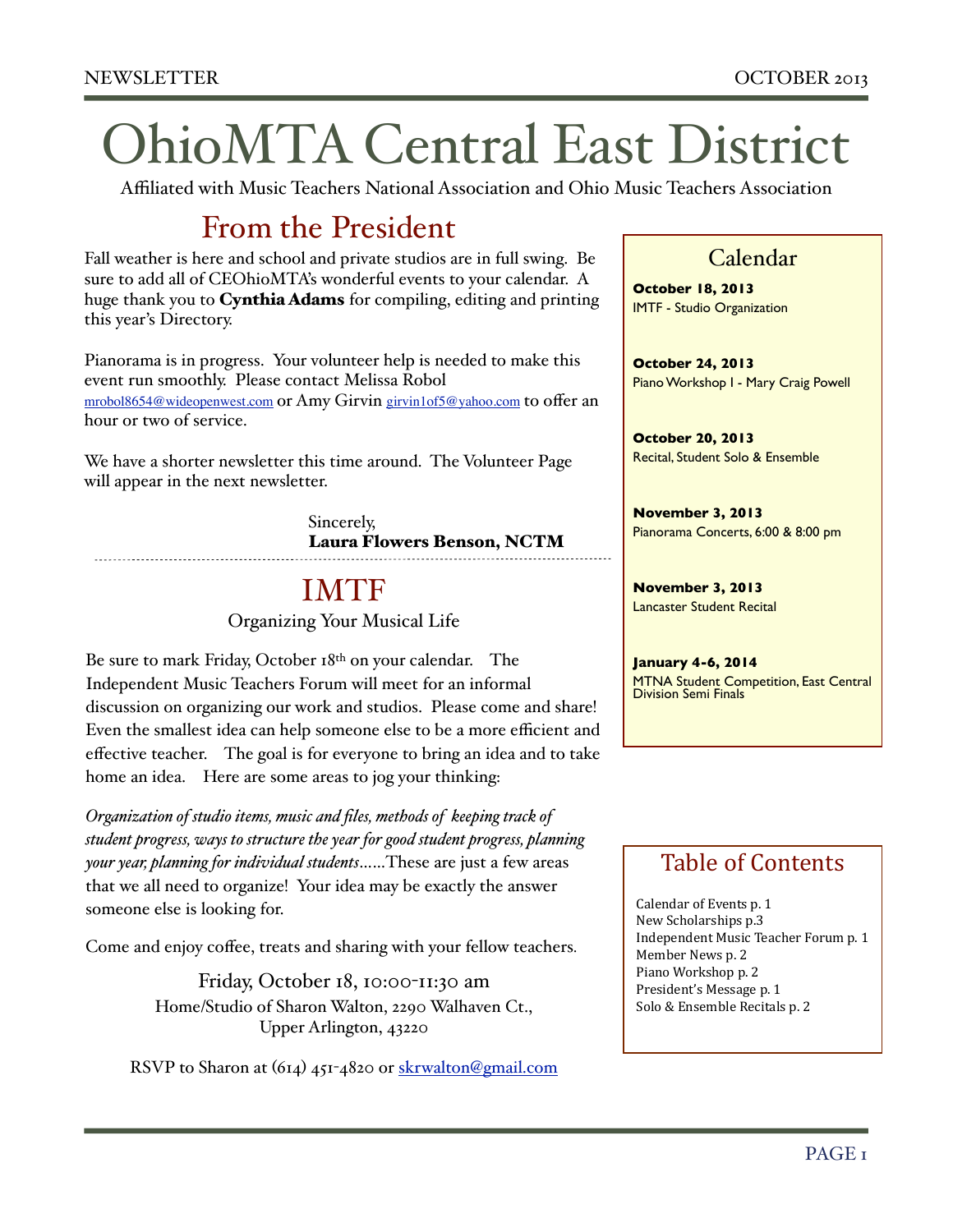# OhioMTA Central East District

Affiliated with Music Teachers National Association and Ohio Music Teachers Association

## From the President

Fall weather is here and school and private studios are in full swing. Be sure to add all of CEOhioMTA's wonderful events to your calendar. A huge thank you to **Cynthia Adams** for compiling, editing and printing this year's Directory.

Pianorama is in progress. Your volunteer help is needed to make this event run smoothly. Please contact Melissa Robol mrobol8654@wideopenwest.com or Amy Girvin girvin1of5@yahoo.com to offer an hour or two of service.

We have a shorter newsletter this time around. The Volunteer Page will appear in the next newsletter.

Sincerely,
**Laura Flowers Benson, NCTM**

---

## IMTF

Organizing Your Musical Life

Be sure to mark Friday, October 18th on your calendar. The Independent Music Teachers Forum will meet for an informal discussion on organizing our work and studios. Please come and share! Even the smallest idea can help someone else to be a more efficient and effective teacher. The goal is for everyone to bring an idea and to take home an idea. Here are some areas to jog your thinking:

*Organization of studio items, music and files, methods of keeping track of student progress, ways to structure the year for good student progress, planning your year, planning for individual students*……These are just a few areas that we all need to organize! Your idea may be exactly the answer someone else is looking for.

Come and enjoy coffee, treats and sharing with your fellow teachers.

Friday, October 18, 10:00-11:30 am
Home/Studio of Sharon Walton, 2290 Walhaven Ct.,
Upper Arlington, 43220

RSVP to Sharon at (614) 451-4820 or skrwalton@gmail.com

## Calendar

**October 18, 2013**
IMTF - Studio Organization

**October 24, 2013**
Piano Workshop I - Mary Craig Powell

**October 20, 2013**
Recital, Student Solo & Ensemble

**November 3, 2013**
Pianorama Concerts, 6:00 & 8:00 pm

**November 3, 2013**
Lancaster Student Recital

**January 4-6, 2014**
MTNA Student Competition, East Central Division Semi Finals

## Table of Contents

Calendar of Events p. 1
New Scholarships p.3
Independent Music Teacher Forum p. 1
Member News p. 2
Piano Workshop p. 2
President's Message p. 1
Solo & Ensemble Recitals p. 2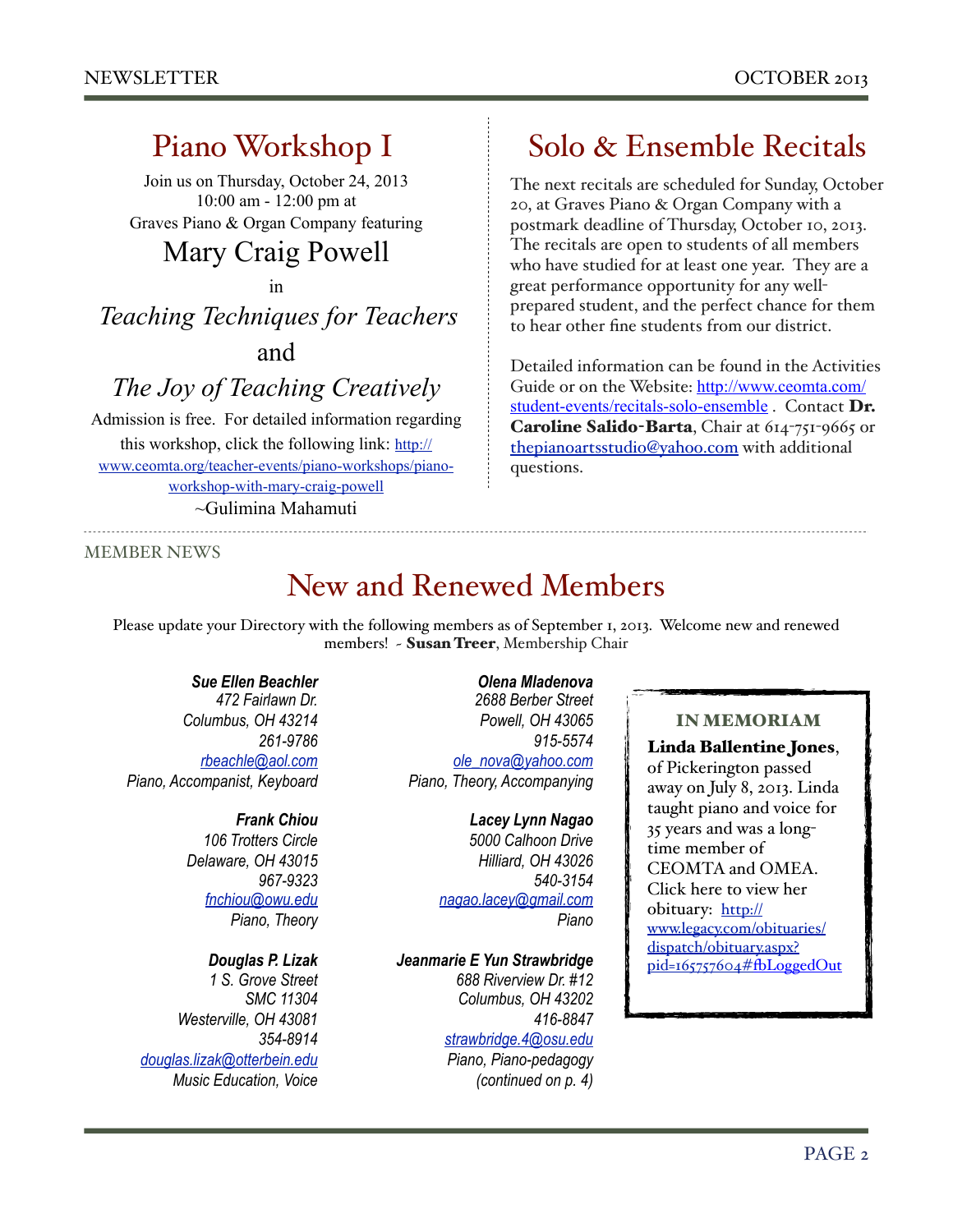# Piano Workshop I

Join us on Thursday, October 24, 2013
10:00 am - 12:00 pm at
Graves Piano & Organ Company featuring

## Mary Craig Powell

in

### *Teaching Techniques for Teachers*

and

### *The Joy of Teaching Creatively*

Admission is free. For detailed information regarding this workshop, click the following link: http://www.ceomta.org/teacher-events/piano-workshops/piano-workshop-with-mary-craig-powell

~Gulimina Mahamuti

# Solo & Ensemble Recitals

The next recitals are scheduled for Sunday, October 20, at Graves Piano & Organ Company with a postmark deadline of Thursday, October 10, 2013. The recitals are open to students of all members who have studied for at least one year. They are a great performance opportunity for any well-prepared student, and the perfect chance for them to hear other fine students from our district.

Detailed information can be found in the Activities Guide or on the Website: http://www.ceomta.com/student-events/recitals-solo-ensemble . Contact **Dr. Caroline Salido-Barta**, Chair at 614-751-9665 or thepianoartsstudio@yahoo.com with additional questions.

MEMBER NEWS

# New and Renewed Members

Please update your Directory with the following members as of September 1, 2013. Welcome new and renewed members! - **Susan Treer**, Membership Chair

***Sue Ellen Beachler***
*472 Fairlawn Dr.*
*Columbus, OH 43214*
*261-9786*
*rbeachle@aol.com*
*Piano, Accompanist, Keyboard*

***Frank Chiou***
*106 Trotters Circle*
*Delaware, OH 43015*
*967-9323*
*fnchiou@owu.edu*
*Piano, Theory*

***Douglas P. Lizak***
*1 S. Grove Street*
*SMC 11304*
*Westerville, OH 43081*
*354-8914*
*douglas.lizak@otterbein.edu*
*Music Education, Voice*

***Olena Mladenova***
*2688 Berber Street*
*Powell, OH 43065*
*915-5574*
*ole_nova@yahoo.com*
*Piano, Theory, Accompanying*

***Lacey Lynn Nagao***
*5000 Calhoon Drive*
*Hilliard, OH 43026*
*540-3154*
*nagao.lacey@gmail.com*
*Piano*

***Jeanmarie E Yun Strawbridge***
*688 Riverview Dr. #12*
*Columbus, OH 43202*
*416-8847*
*strawbridge.4@osu.edu*
*Piano, Piano-pedagogy*
*(continued on p. 4)*

**IN MEMORIAM**

**Linda Ballentine Jones**, of Pickerington passed away on July 8, 2013. Linda taught piano and voice for 35 years and was a long-time member of CEOMTA and OMEA. Click here to view her obituary: http://www.legacy.com/obituaries/dispatch/obituary.aspx?pid=165757604#fbLoggedOut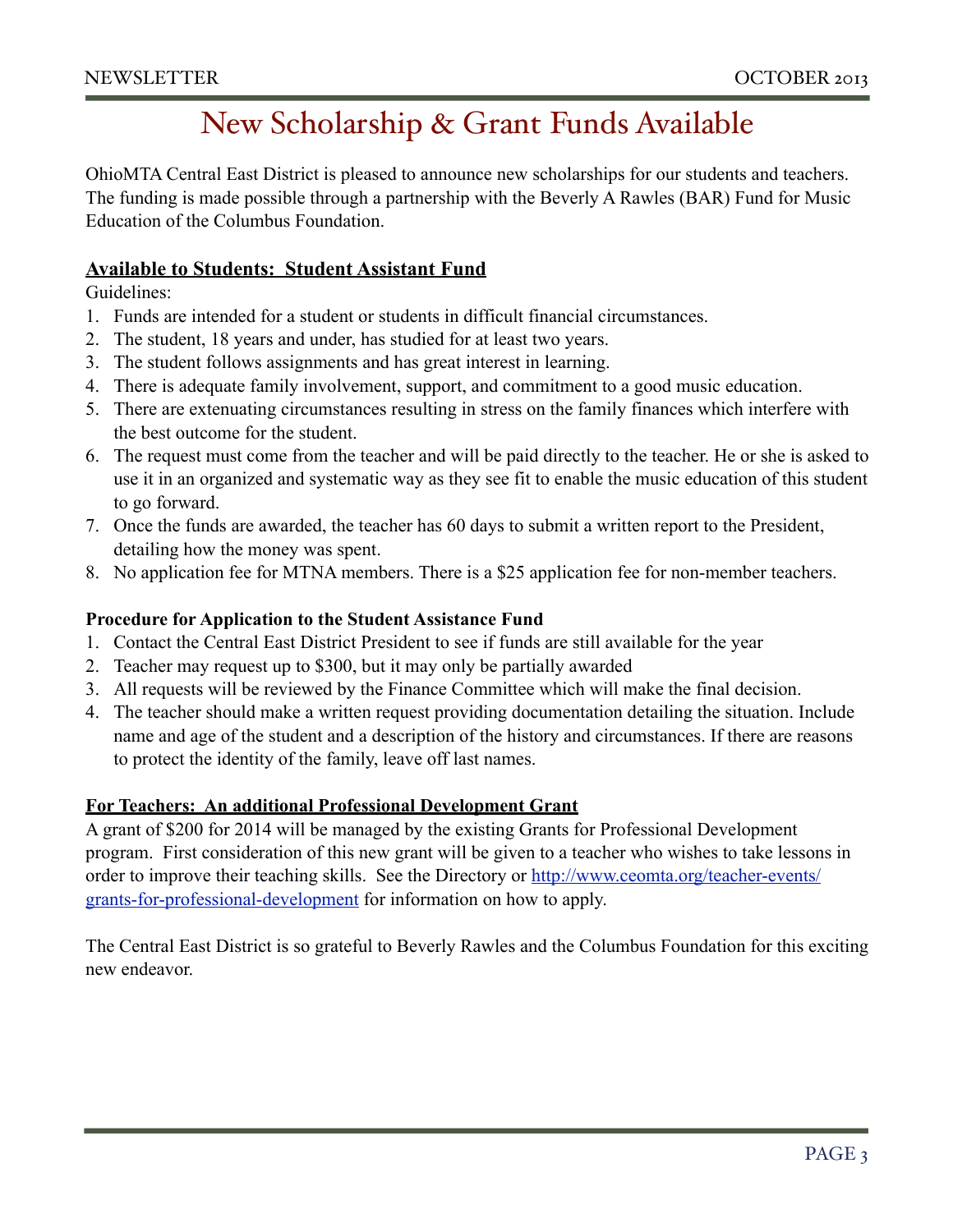# New Scholarship & Grant Funds Available

OhioMTA Central East District is pleased to announce new scholarships for our students and teachers. The funding is made possible through a partnership with the Beverly A Rawles (BAR) Fund for Music Education of the Columbus Foundation.

## Available to Students: Student Assistant Fund

Guidelines:

1. Funds are intended for a student or students in difficult financial circumstances.
2. The student, 18 years and under, has studied for at least two years.
3. The student follows assignments and has great interest in learning.
4. There is adequate family involvement, support, and commitment to a good music education.
5. There are extenuating circumstances resulting in stress on the family finances which interfere with the best outcome for the student.
6. The request must come from the teacher and will be paid directly to the teacher. He or she is asked to use it in an organized and systematic way as they see fit to enable the music education of this student to go forward.
7. Once the funds are awarded, the teacher has 60 days to submit a written report to the President, detailing how the money was spent.
8. No application fee for MTNA members. There is a $25 application fee for non-member teachers.

### Procedure for Application to the Student Assistance Fund

1. Contact the Central East District President to see if funds are still available for the year
2. Teacher may request up to $300, but it may only be partially awarded
3. All requests will be reviewed by the Finance Committee which will make the final decision.
4. The teacher should make a written request providing documentation detailing the situation. Include name and age of the student and a description of the history and circumstances. If there are reasons to protect the identity of the family, leave off last names.

## For Teachers: An additional Professional Development Grant

A grant of $200 for 2014 will be managed by the existing Grants for Professional Development program. First consideration of this new grant will be given to a teacher who wishes to take lessons in order to improve their teaching skills. See the Directory or [http://www.ceomta.org/teacher-events/grants-for-professional-development](http://www.ceomta.org/teacher-events/grants-for-professional-development) for information on how to apply.

The Central East District is so grateful to Beverly Rawles and the Columbus Foundation for this exciting new endeavor.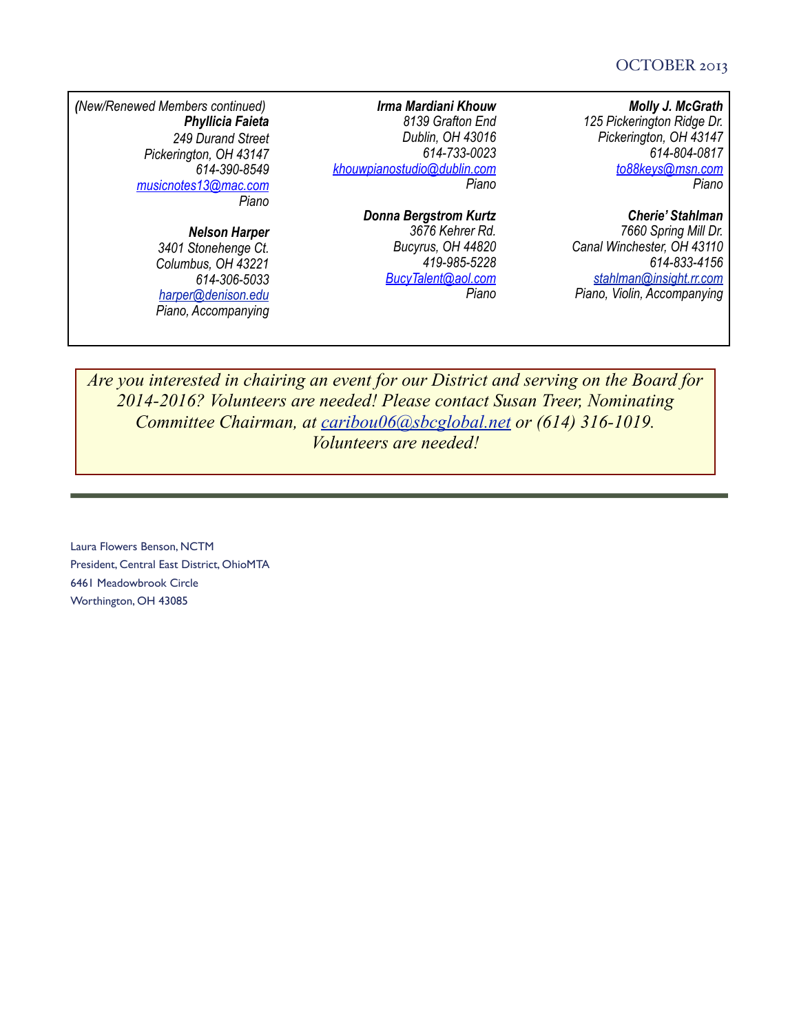*(New/Renewed Members continued)*

***Phyllicia Faieta***
*249 Durand Street*
*Pickerington, OH 43147*
*614-390-8549*
*musicnotes13@mac.com*
*Piano*

***Nelson Harper***
*3401 Stonehenge Ct.*
*Columbus, OH 43221*
*614-306-5033*
*harper@denison.edu*
*Piano, Accompanying*

***Irma Mardiani Khouw***
*8139 Grafton End*
*Dublin, OH 43016*
*614-733-0023*
*khouwpianostudio@dublin.com*
*Piano*

***Donna Bergstrom Kurtz***
*3676 Kehrer Rd.*
*Bucyrus, OH 44820*
*419-985-5228*
*BucyTalent@aol.com*
*Piano*

***Molly J. McGrath***
*125 Pickerington Ridge Dr.*
*Pickerington, OH 43147*
*614-804-0817*
*to88keys@msn.com*
*Piano*

***Cherie' Stahlman***
*7660 Spring Mill Dr.*
*Canal Winchester, OH 43110*
*614-833-4156*
*stahlman@insight.rr.com*
*Piano, Violin, Accompanying*

*Are you interested in chairing an event for our District and serving on the Board for 2014-2016? Volunteers are needed! Please contact Susan Treer, Nominating Committee Chairman, at caribou06@sbcglobal.net or (614) 316-1019. Volunteers are needed!*

---

Laura Flowers Benson, NCTM
President, Central East District, OhioMTA
6461 Meadowbrook Circle
Worthington, OH 43085